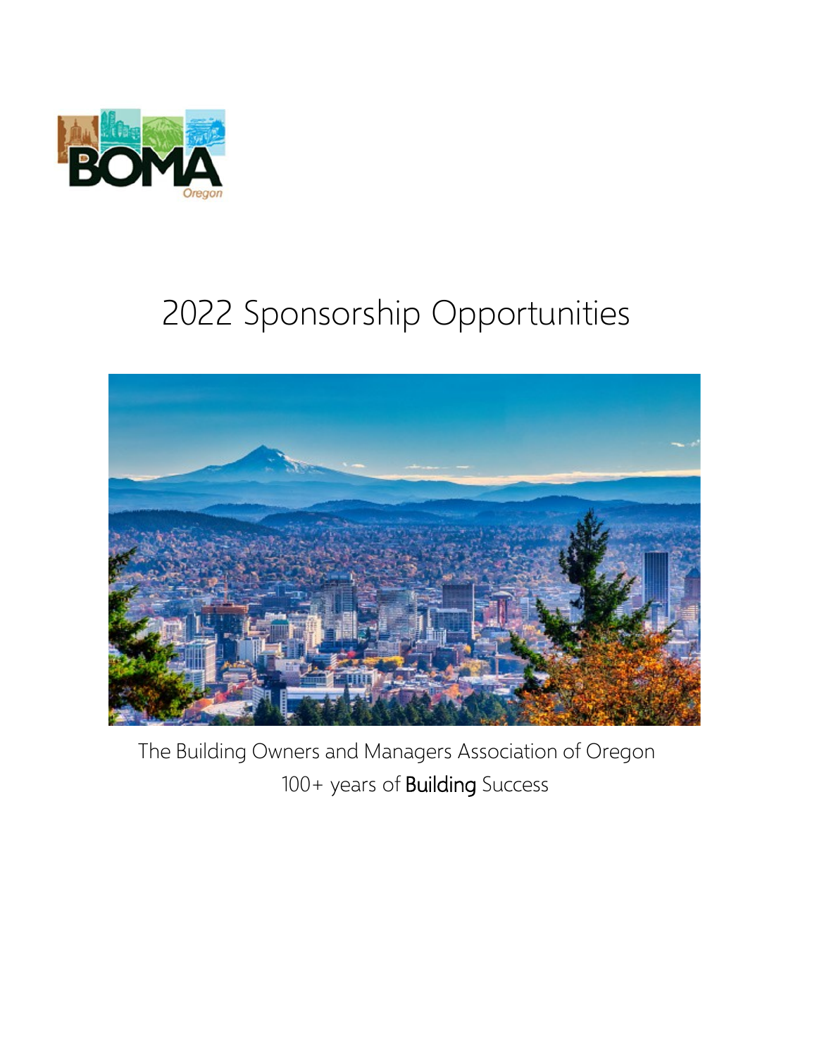BOMA Oregon

# 2022 Sponsorship Opportunities

The Building Owners and Managers Association of Oregon

100+ years of **Building** Success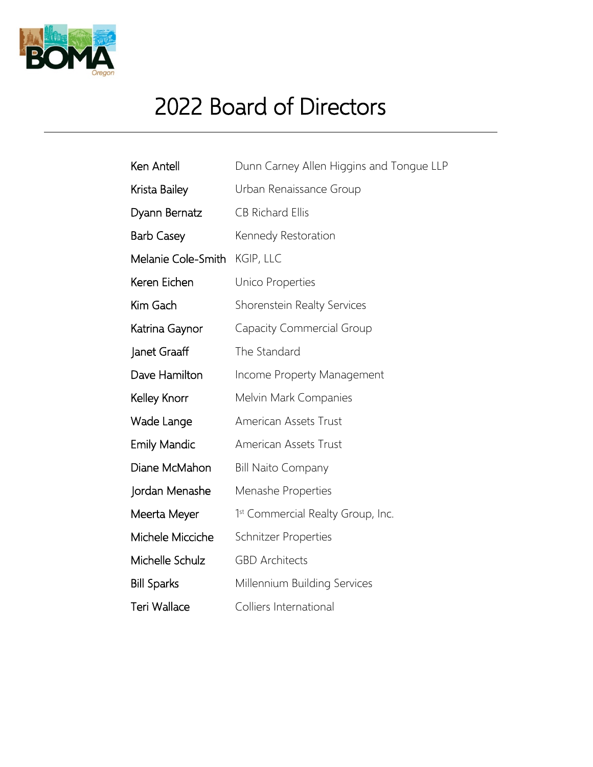# 2022 Board of Directors

| | |
|---|---|
| Ken Antell | Dunn Carney Allen Higgins and Tongue LLP |
| Krista Bailey | Urban Renaissance Group |
| Dyann Bernatz | CB Richard Ellis |
| Barb Casey | Kennedy Restoration |
| Melanie Cole-Smith | KGIP, LLC |
| Keren Eichen | Unico Properties |
| Kim Gach | Shorenstein Realty Services |
| Katrina Gaynor | Capacity Commercial Group |
| Janet Graaff | The Standard |
| Dave Hamilton | Income Property Management |
| Kelley Knorr | Melvin Mark Companies |
| Wade Lange | American Assets Trust |
| Emily Mandic | American Assets Trust |
| Diane McMahon | Bill Naito Company |
| Jordan Menashe | Menashe Properties |
| Meerta Meyer | 1st Commercial Realty Group, Inc. |
| Michele Micciche | Schnitzer Properties |
| Michelle Schulz | GBD Architects |
| Bill Sparks | Millennium Building Services |
| Teri Wallace | Colliers International |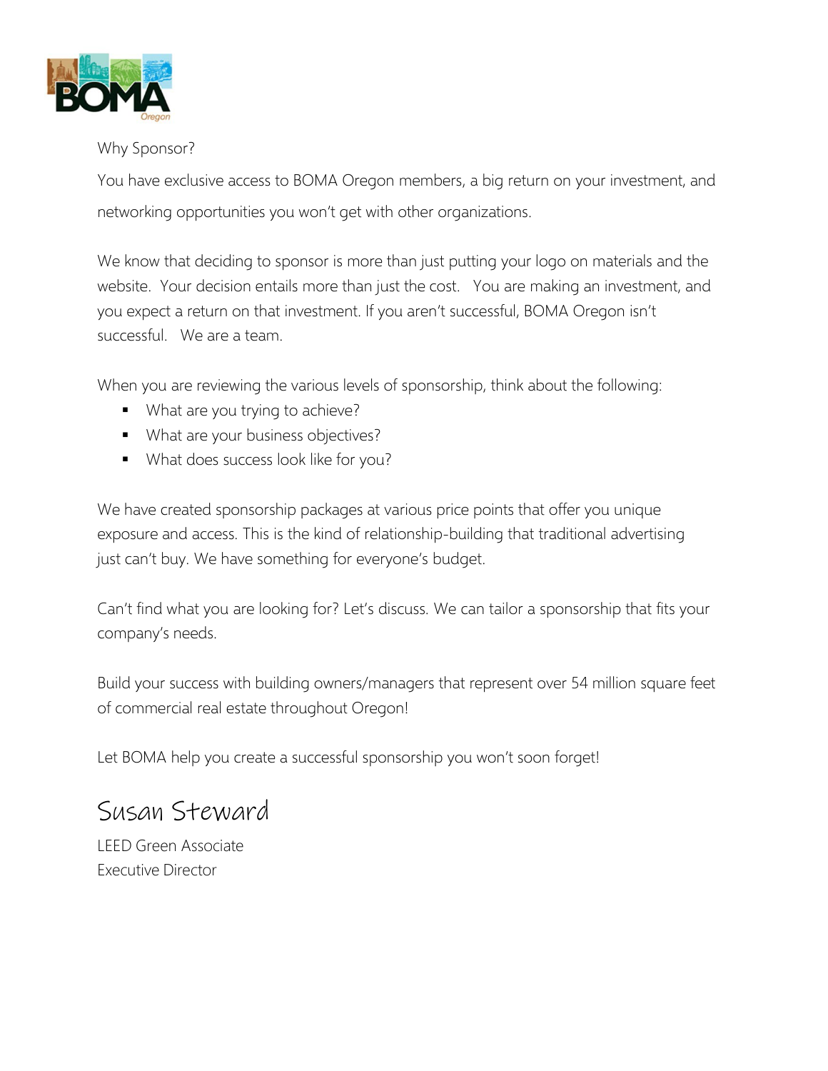Why Sponsor?

You have exclusive access to BOMA Oregon members, a big return on your investment, and networking opportunities you won't get with other organizations.

We know that deciding to sponsor is more than just putting your logo on materials and the website. Your decision entails more than just the cost. You are making an investment, and you expect a return on that investment. If you aren't successful, BOMA Oregon isn't successful. We are a team.

When you are reviewing the various levels of sponsorship, think about the following:

- What are you trying to achieve?
- What are your business objectives?
- What does success look like for you?

We have created sponsorship packages at various price points that offer you unique exposure and access. This is the kind of relationship-building that traditional advertising just can't buy. We have something for everyone's budget.

Can't find what you are looking for? Let's discuss. We can tailor a sponsorship that fits your company's needs.

Build your success with building owners/managers that represent over 54 million square feet of commercial real estate throughout Oregon!

Let BOMA help you create a successful sponsorship you won't soon forget!

Susan Steward

LEED Green Associate
Executive Director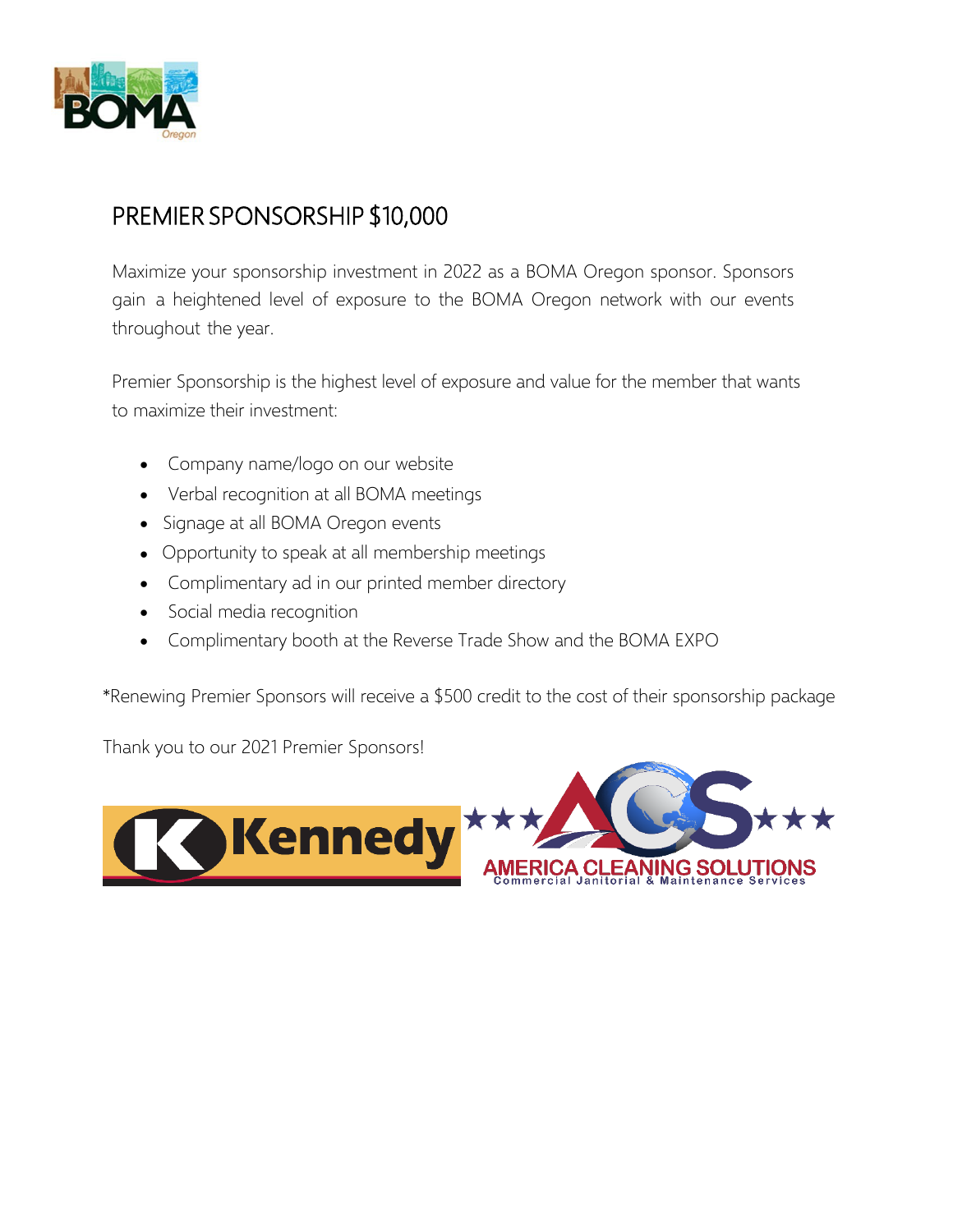## PREMIER SPONSORSHIP $10,000

Maximize your sponsorship investment in 2022 as a BOMA Oregon sponsor. Sponsors gain a heightened level of exposure to the BOMA Oregon network with our events throughout the year.

Premier Sponsorship is the highest level of exposure and value for the member that wants to maximize their investment:

- Company name/logo on our website
- Verbal recognition at all BOMA meetings
- Signage at all BOMA Oregon events
- Opportunity to speak at all membership meetings
- Complimentary ad in our printed member directory
- Social media recognition
- Complimentary booth at the Reverse Trade Show and the BOMA EXPO

*Renewing Premier Sponsors will receive a $500 credit to the cost of their sponsorship package

Thank you to our 2021 Premier Sponsors!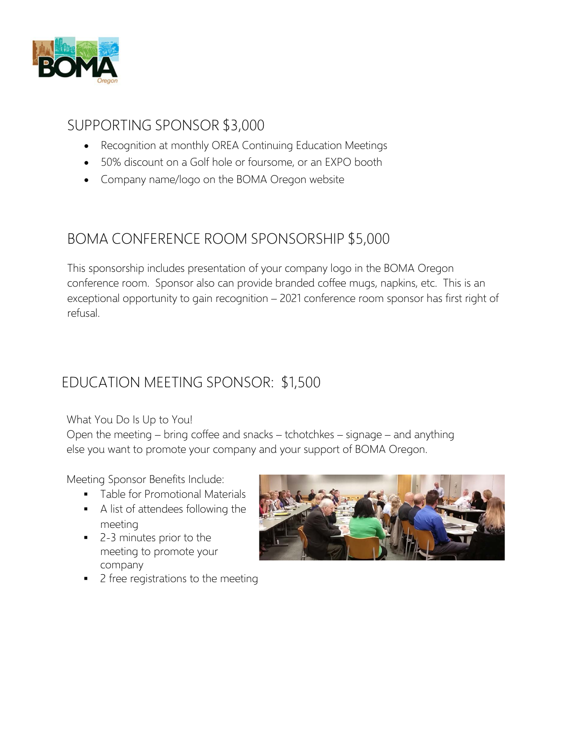## SUPPORTING SPONSOR $3,000

- Recognition at monthly OREA Continuing Education Meetings
- 50% discount on a Golf hole or foursome, or an EXPO booth
- Company name/logo on the BOMA Oregon website

## BOMA CONFERENCE ROOM SPONSORSHIP $5,000

This sponsorship includes presentation of your company logo in the BOMA Oregon conference room. Sponsor also can provide branded coffee mugs, napkins, etc. This is an exceptional opportunity to gain recognition – 2021 conference room sponsor has first right of refusal.

## EDUCATION MEETING SPONSOR: $1,500

What You Do Is Up to You!
Open the meeting – bring coffee and snacks – tchotchkes – signage – and anything else you want to promote your company and your support of BOMA Oregon.

Meeting Sponsor Benefits Include:

- Table for Promotional Materials
- A list of attendees following the meeting
- 2-3 minutes prior to the meeting to promote your company
- 2 free registrations to the meeting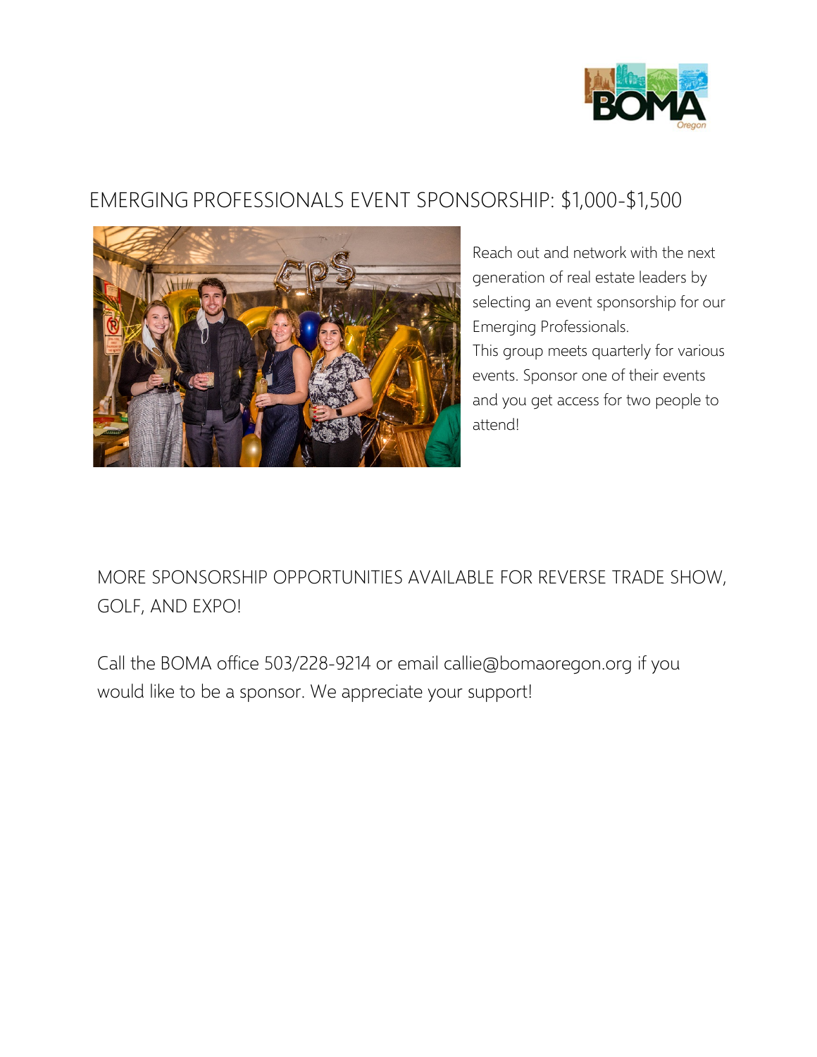## EMERGING PROFESSIONALS EVENT SPONSORSHIP: $1,000-$1,500

Reach out and network with the next generation of real estate leaders by selecting an event sponsorship for our Emerging Professionals.

This group meets quarterly for various events. Sponsor one of their events and you get access for two people to attend!

MORE SPONSORSHIP OPPORTUNITIES AVAILABLE FOR REVERSE TRADE SHOW, GOLF, AND EXPO!

Call the BOMA office 503/228-9214 or email callie@bomaoregon.org if you would like to be a sponsor. We appreciate your support!